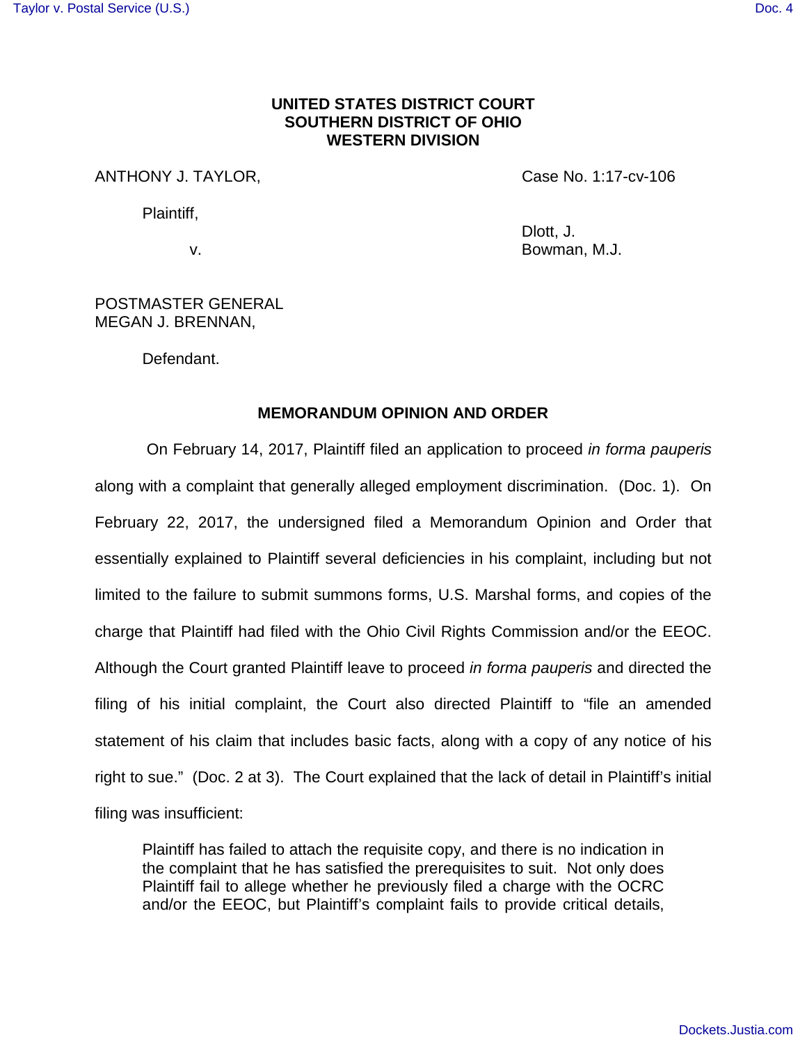**UNITED STATES DISTRICT COURT**
**SOUTHERN DISTRICT OF OHIO**
**WESTERN DIVISION**

ANTHONY J. TAYLOR,

Plaintiff,

v.

POSTMASTER GENERAL
MEGAN J. BRENNAN,

Defendant.

Case No. 1:17-cv-106

Dlott, J.
Bowman, M.J.

**MEMORANDUM OPINION AND ORDER**

On February 14, 2017, Plaintiff filed an application to proceed *in forma pauperis* along with a complaint that generally alleged employment discrimination. (Doc. 1). On February 22, 2017, the undersigned filed a Memorandum Opinion and Order that essentially explained to Plaintiff several deficiencies in his complaint, including but not limited to the failure to submit summons forms, U.S. Marshal forms, and copies of the charge that Plaintiff had filed with the Ohio Civil Rights Commission and/or the EEOC. Although the Court granted Plaintiff leave to proceed *in forma pauperis* and directed the filing of his initial complaint, the Court also directed Plaintiff to "file an amended statement of his claim that includes basic facts, along with a copy of any notice of his right to sue." (Doc. 2 at 3). The Court explained that the lack of detail in Plaintiff's initial filing was insufficient:

> Plaintiff has failed to attach the requisite copy, and there is no indication in the complaint that he has satisfied the prerequisites to suit. Not only does Plaintiff fail to allege whether he previously filed a charge with the OCRC and/or the EEOC, but Plaintiff's complaint fails to provide critical details,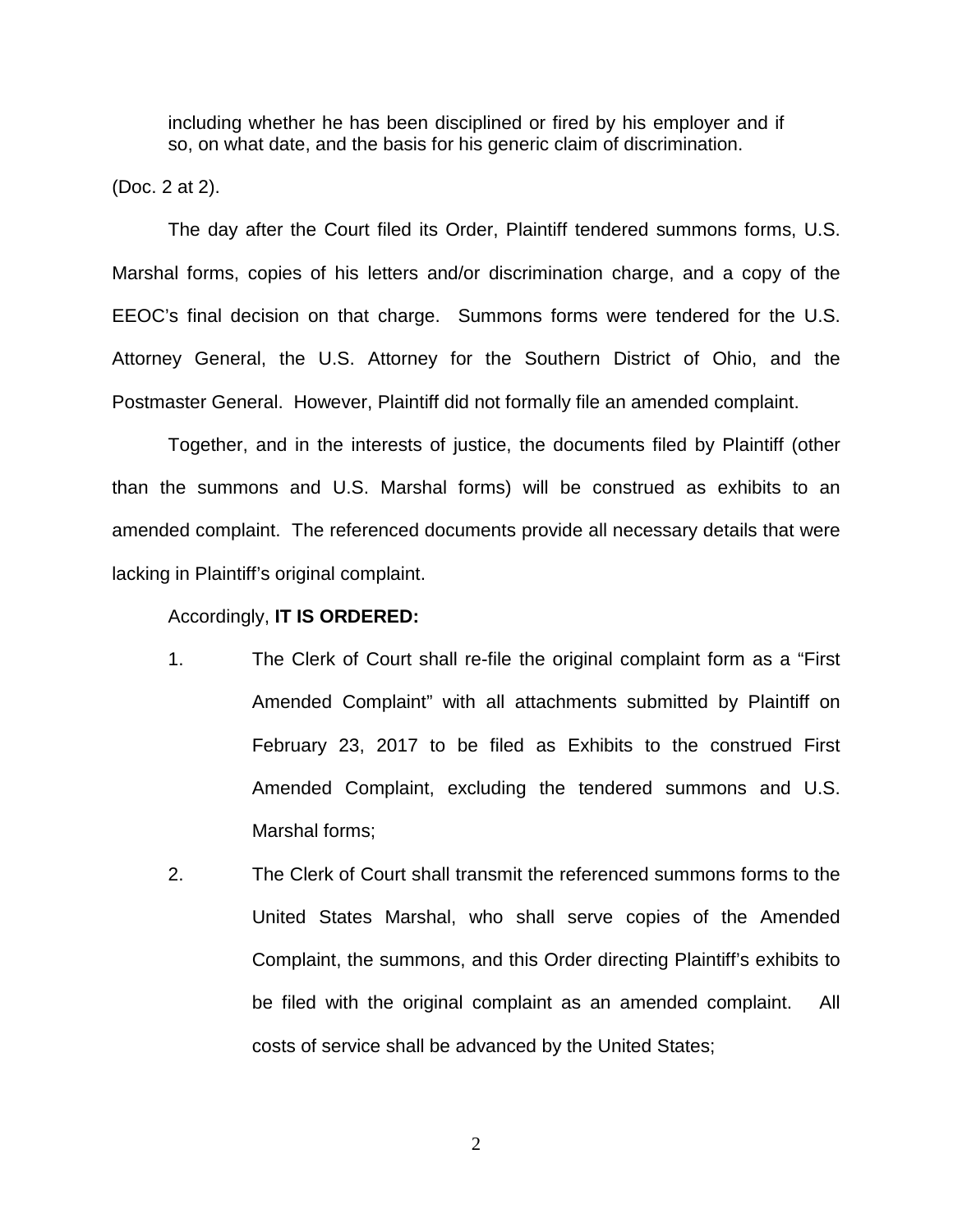> including whether he has been disciplined or fired by his employer and if so, on what date, and the basis for his generic claim of discrimination.

(Doc. 2 at 2).

The day after the Court filed its Order, Plaintiff tendered summons forms, U.S. Marshal forms, copies of his letters and/or discrimination charge, and a copy of the EEOC's final decision on that charge. Summons forms were tendered for the U.S. Attorney General, the U.S. Attorney for the Southern District of Ohio, and the Postmaster General. However, Plaintiff did not formally file an amended complaint.

Together, and in the interests of justice, the documents filed by Plaintiff (other than the summons and U.S. Marshal forms) will be construed as exhibits to an amended complaint. The referenced documents provide all necessary details that were lacking in Plaintiff's original complaint.

Accordingly, **IT IS ORDERED:**

1. The Clerk of Court shall re-file the original complaint form as a "First Amended Complaint" with all attachments submitted by Plaintiff on February 23, 2017 to be filed as Exhibits to the construed First Amended Complaint, excluding the tendered summons and U.S. Marshal forms;

2. The Clerk of Court shall transmit the referenced summons forms to the United States Marshal, who shall serve copies of the Amended Complaint, the summons, and this Order directing Plaintiff's exhibits to be filed with the original complaint as an amended complaint. All costs of service shall be advanced by the United States;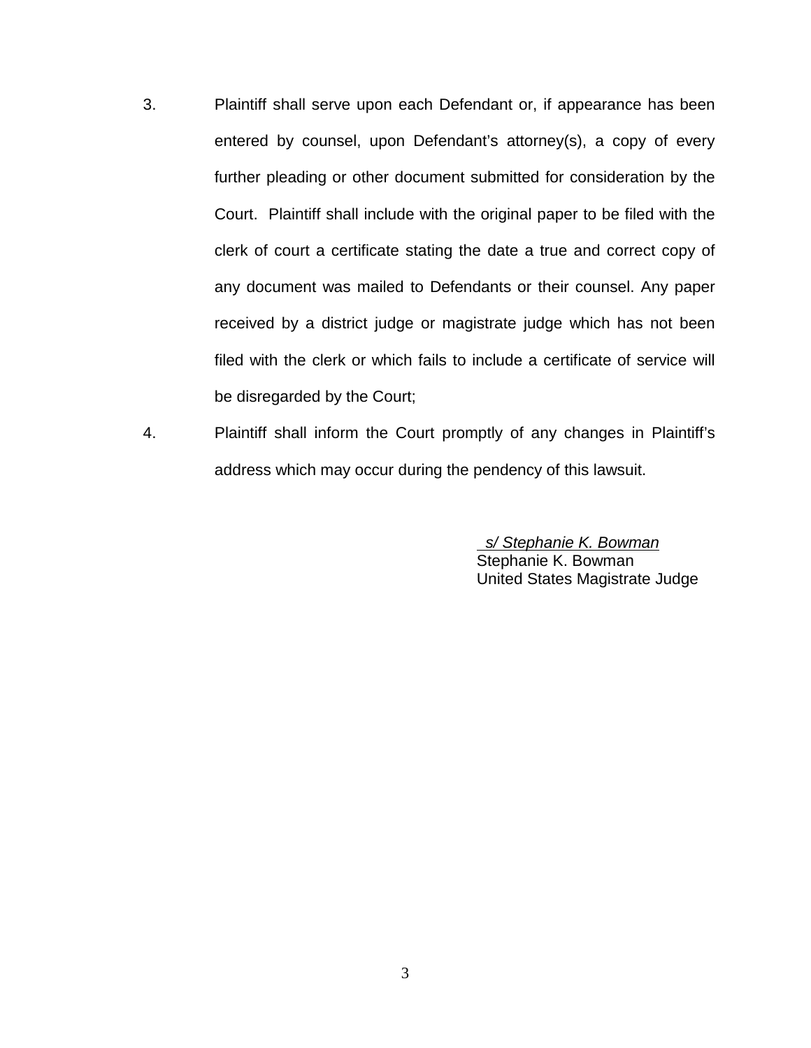3. Plaintiff shall serve upon each Defendant or, if appearance has been entered by counsel, upon Defendant's attorney(s), a copy of every further pleading or other document submitted for consideration by the Court. Plaintiff shall include with the original paper to be filed with the clerk of court a certificate stating the date a true and correct copy of any document was mailed to Defendants or their counsel. Any paper received by a district judge or magistrate judge which has not been filed with the clerk or which fails to include a certificate of service will be disregarded by the Court;

4. Plaintiff shall inform the Court promptly of any changes in Plaintiff's address which may occur during the pendency of this lawsuit.

*s/ Stephanie K. Bowman*
Stephanie K. Bowman
United States Magistrate Judge